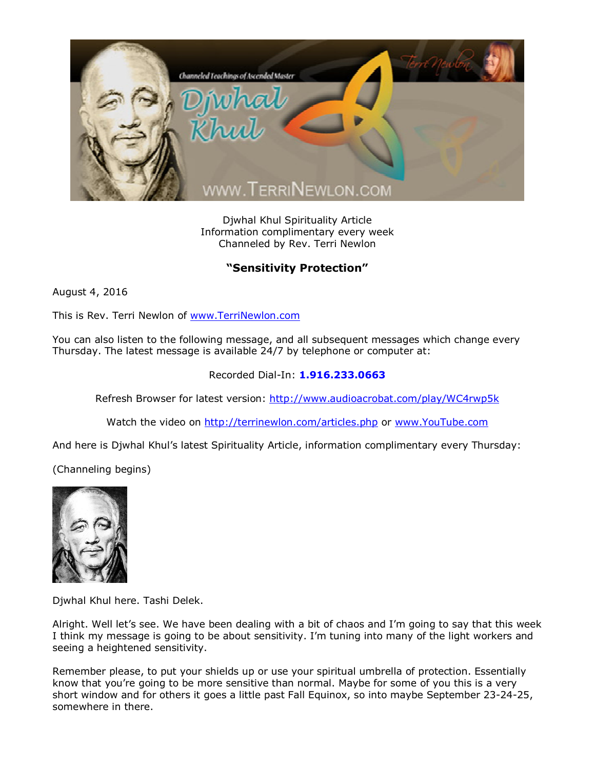Djwhal Khul Spirituality Article
Information complimentary every week
Channeled by Rev. Terri Newlon

## **"Sensitivity Protection"**

August 4, 2016

This is Rev. Terri Newlon of www.TerriNewlon.com

You can also listen to the following message, and all subsequent messages which change every Thursday. The latest message is available 24/7 by telephone or computer at:

Recorded Dial-In: **1.916.233.0663**

Refresh Browser for latest version: http://www.audioacrobat.com/play/WC4rwp5k

Watch the video on http://terrinewlon.com/articles.php or www.YouTube.com

And here is Djwhal Khul's latest Spirituality Article, information complimentary every Thursday:

(Channeling begins)

Djwhal Khul here. Tashi Delek.

Alright. Well let's see. We have been dealing with a bit of chaos and I'm going to say that this week I think my message is going to be about sensitivity. I'm tuning into many of the light workers and seeing a heightened sensitivity.

Remember please, to put your shields up or use your spiritual umbrella of protection. Essentially know that you're going to be more sensitive than normal. Maybe for some of you this is a very short window and for others it goes a little past Fall Equinox, so into maybe September 23-24-25, somewhere in there.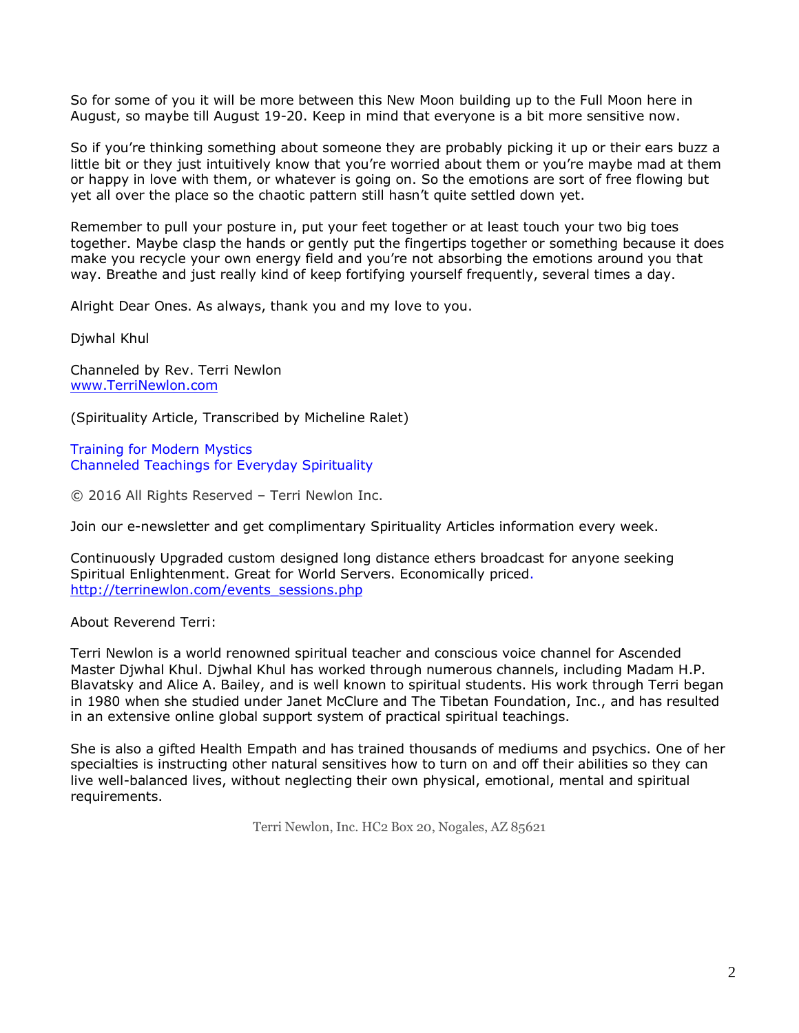So for some of you it will be more between this New Moon building up to the Full Moon here in August, so maybe till August 19-20. Keep in mind that everyone is a bit more sensitive now.

So if you're thinking something about someone they are probably picking it up or their ears buzz a little bit or they just intuitively know that you're worried about them or you're maybe mad at them or happy in love with them, or whatever is going on. So the emotions are sort of free flowing but yet all over the place so the chaotic pattern still hasn't quite settled down yet.

Remember to pull your posture in, put your feet together or at least touch your two big toes together. Maybe clasp the hands or gently put the fingertips together or something because it does make you recycle your own energy field and you're not absorbing the emotions around you that way. Breathe and just really kind of keep fortifying yourself frequently, several times a day.

Alright Dear Ones. As always, thank you and my love to you.

Djwhal Khul

Channeled by Rev. Terri Newlon
www.TerriNewlon.com

(Spirituality Article, Transcribed by Micheline Ralet)

Training for Modern Mystics
Channeled Teachings for Everyday Spirituality

© 2016 All Rights Reserved – Terri Newlon Inc.

Join our e-newsletter and get complimentary Spirituality Articles information every week.

Continuously Upgraded custom designed long distance ethers broadcast for anyone seeking Spiritual Enlightenment. Great for World Servers. Economically priced.
http://terrinewlon.com/events_sessions.php

About Reverend Terri:

Terri Newlon is a world renowned spiritual teacher and conscious voice channel for Ascended Master Djwhal Khul. Djwhal Khul has worked through numerous channels, including Madam H.P. Blavatsky and Alice A. Bailey, and is well known to spiritual students. His work through Terri began in 1980 when she studied under Janet McClure and The Tibetan Foundation, Inc., and has resulted in an extensive online global support system of practical spiritual teachings.

She is also a gifted Health Empath and has trained thousands of mediums and psychics. One of her specialties is instructing other natural sensitives how to turn on and off their abilities so they can live well-balanced lives, without neglecting their own physical, emotional, mental and spiritual requirements.

Terri Newlon, Inc. HC2 Box 20, Nogales, AZ 85621